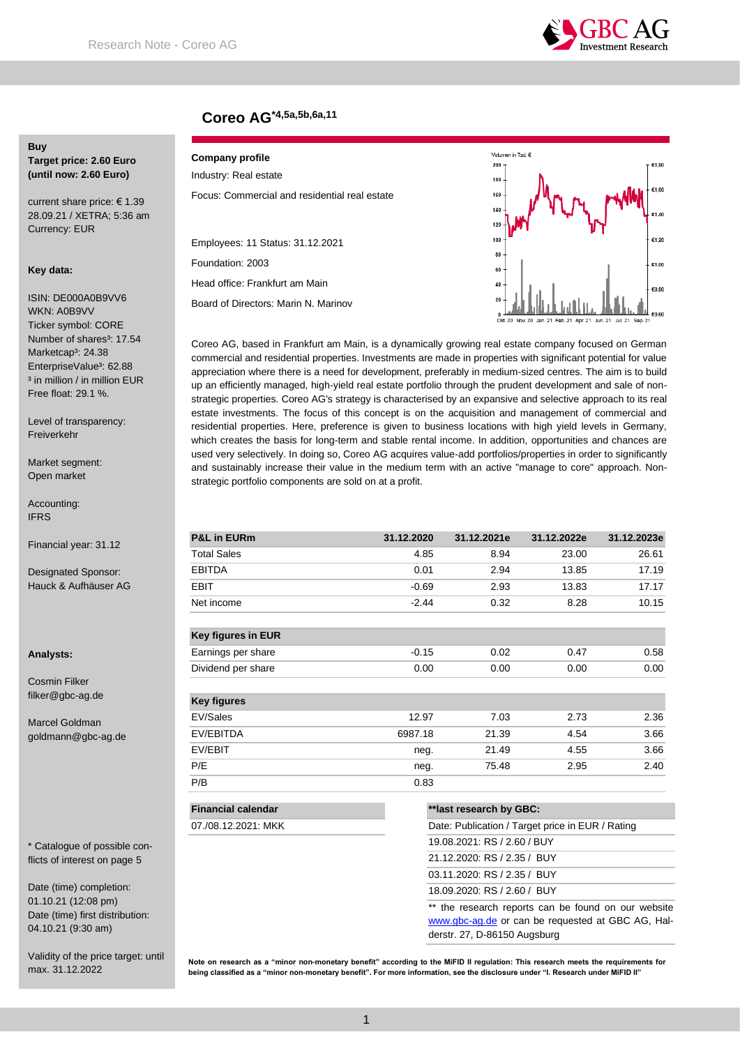# Coreo AG*4,5a,5b,6a,11

**Buy**
**Target price: 2.60 Euro**
**(until now: 2.60 Euro)**

current share price: € 1.39
28.09.21 / XETRA; 5:36 am
Currency: EUR

**Key data:**

ISIN: DE000A0B9VV6
WKN: A0B9VV
Ticker symbol: CORE
Number of shares³: 17.54
Marketcap³: 24.38
EnterpriseValue³: 62.88
³ in million / in million EUR
Free float: 29.1 %.

Level of transparency: Freiverkehr

Market segment: Open market

Accounting: IFRS

Financial year: 31.12

Designated Sponsor: Hauck & Aufhäuser AG

**Analysts:**

Cosmin Filker
filker@gbc-ag.de

Marcel Goldman
goldmann@gbc-ag.de

\* Catalogue of possible conflicts of interest on page 5

Date (time) completion: 01.10.21 (12:08 pm)
Date (time) first distribution: 04.10.21 (9:30 am)

Validity of the price target: until max. 31.12.2022

**Company profile**

Industry: Real estate

Focus: Commercial and residential real estate

Employees: 11 Status: 31.12.2021

Foundation: 2003

Head office: Frankfurt am Main

Board of Directors: Marin N. Marinov

Coreo AG, based in Frankfurt am Main, is a dynamically growing real estate company focused on German commercial and residential properties. Investments are made in properties with significant potential for value appreciation where there is a need for development, preferably in medium-sized centres. The aim is to build up an efficiently managed, high-yield real estate portfolio through the prudent development and sale of non-strategic properties. Coreo AG's strategy is characterised by an expansive and selective approach to its real estate investments. The focus of this concept is on the acquisition and management of commercial and residential properties. Here, preference is given to business locations with high yield levels in Germany, which creates the basis for long-term and stable rental income. In addition, opportunities and chances are used very selectively. In doing so, Coreo AG acquires value-add portfolios/properties in order to significantly and sustainably increase their value in the medium term with an active "manage to core" approach. Non-strategic portfolio components are sold on at a profit.

| P&L in EURm | 31.12.2020 | 31.12.2021e | 31.12.2022e | 31.12.2023e |
|---|---|---|---|---|
| Total Sales | 4.85 | 8.94 | 23.00 | 26.61 |
| EBITDA | 0.01 | 2.94 | 13.85 | 17.19 |
| EBIT | -0.69 | 2.93 | 13.83 | 17.17 |
| Net income | -2.44 | 0.32 | 8.28 | 10.15 |
| **Key figures in EUR** | | | | |
| Earnings per share | -0.15 | 0.02 | 0.47 | 0.58 |
| Dividend per share | 0.00 | 0.00 | 0.00 | 0.00 |
| **Key figures** | | | | |
| EV/Sales | 12.97 | 7.03 | 2.73 | 2.36 |
| EV/EBITDA | 6987.18 | 21.39 | 4.54 | 3.66 |
| EV/EBIT | neg. | 21.49 | 4.55 | 3.66 |
| P/E | neg. | 75.48 | 2.95 | 2.40 |
| P/B | 0.83 | | | |

| Financial calendar |
|---|
| 07./08.12.2021: MKK |

| **last research by GBC: |
|---|
| Date: Publication / Target price in EUR / Rating |
| 19.08.2021: RS / 2.60 / BUY |
| 21.12.2020: RS / 2.35 / BUY |
| 03.11.2020: RS / 2.35 / BUY |
| 18.09.2020: RS / 2.60 / BUY |

** the research reports can be found on our website www.gbc-ag.de or can be requested at GBC AG, Halderstr. 27, D-86150 Augsburg

**Note on research as a "minor non-monetary benefit" according to the MiFID II regulation: This research meets the requirements for being classified as a "minor non-monetary benefit". For more information, see the disclosure under "I. Research under MiFID II"**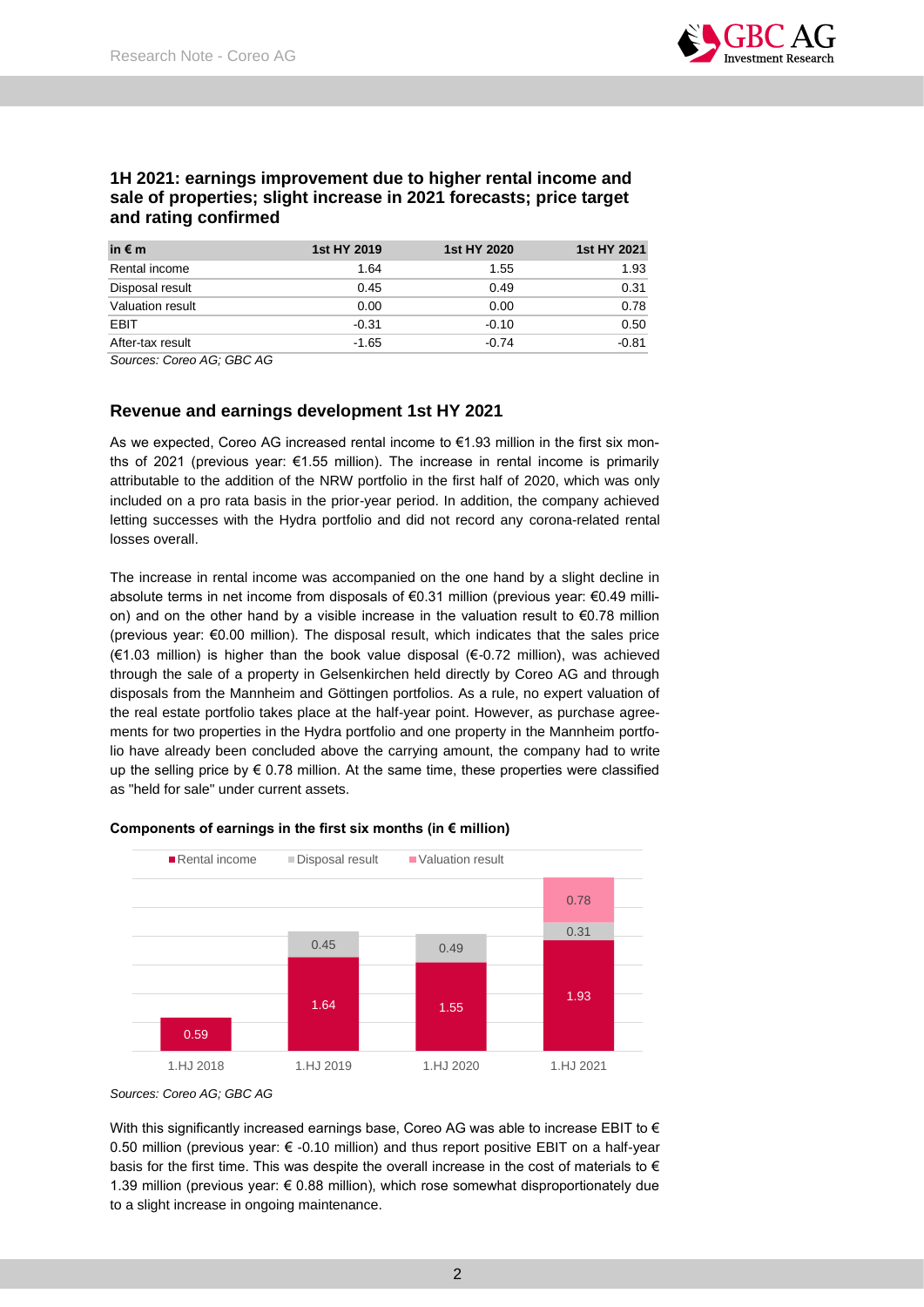## 1H 2021: earnings improvement due to higher rental income and sale of properties; slight increase in 2021 forecasts; price target and rating confirmed

| in € m | 1st HY 2019 | 1st HY 2020 | 1st HY 2021 |
|---|---|---|---|
| Rental income | 1.64 | 1.55 | 1.93 |
| Disposal result | 0.45 | 0.49 | 0.31 |
| Valuation result | 0.00 | 0.00 | 0.78 |
| EBIT | -0.31 | -0.10 | 0.50 |
| After-tax result | -1.65 | -0.74 | -0.81 |

*Sources: Coreo AG; GBC AG*

## Revenue and earnings development 1st HY 2021

As we expected, Coreo AG increased rental income to €1.93 million in the first six months of 2021 (previous year: €1.55 million). The increase in rental income is primarily attributable to the addition of the NRW portfolio in the first half of 2020, which was only included on a pro rata basis in the prior-year period. In addition, the company achieved letting successes with the Hydra portfolio and did not record any corona-related rental losses overall.

The increase in rental income was accompanied on the one hand by a slight decline in absolute terms in net income from disposals of €0.31 million (previous year: €0.49 million) and on the other hand by a visible increase in the valuation result to €0.78 million (previous year: €0.00 million). The disposal result, which indicates that the sales price (€1.03 million) is higher than the book value disposal (€-0.72 million), was achieved through the sale of a property in Gelsenkirchen held directly by Coreo AG and through disposals from the Mannheim and Göttingen portfolios. As a rule, no expert valuation of the real estate portfolio takes place at the half-year point. However, as purchase agreements for two properties in the Hydra portfolio and one property in the Mannheim portfolio have already been concluded above the carrying amount, the company had to write up the selling price by € 0.78 million. At the same time, these properties were classified as "held for sale" under current assets.

**Components of earnings in the first six months (in € million)**

| | Rental income | Disposal result | Valuation result |
|---|---|---|---|
| 1.HJ 2018 | 0.59 | | |
| 1.HJ 2019 | 1.64 | 0.45 | |
| 1.HJ 2020 | 1.55 | 0.49 | |
| 1.HJ 2021 | 1.93 | 0.31 | 0.78 |

*Sources: Coreo AG; GBC AG*

With this significantly increased earnings base, Coreo AG was able to increase EBIT to € 0.50 million (previous year: € -0.10 million) and thus report positive EBIT on a half-year basis for the first time. This was despite the overall increase in the cost of materials to € 1.39 million (previous year: € 0.88 million), which rose somewhat disproportionately due to a slight increase in ongoing maintenance.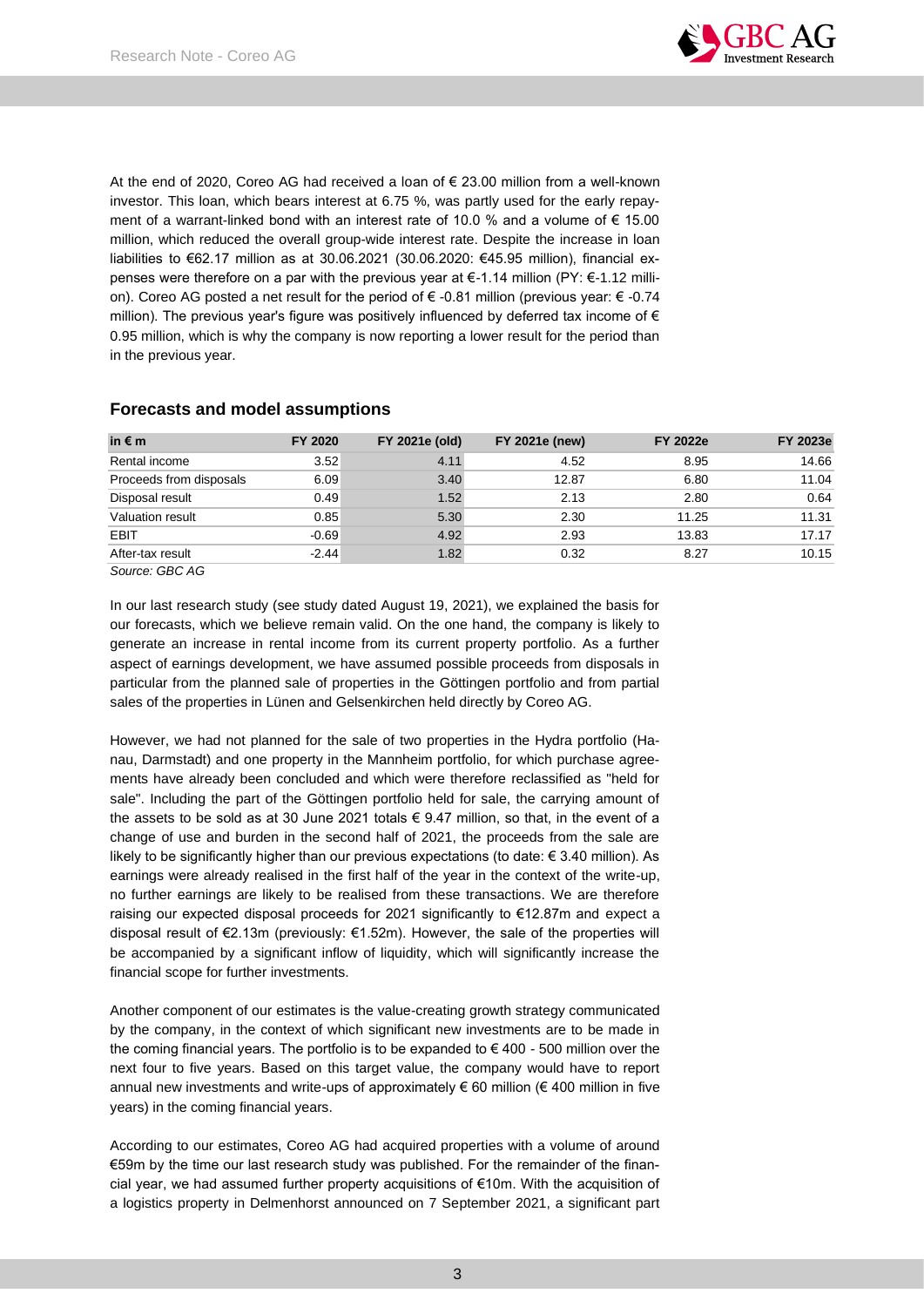At the end of 2020, Coreo AG had received a loan of € 23.00 million from a well-known investor. This loan, which bears interest at 6.75 %, was partly used for the early repayment of a warrant-linked bond with an interest rate of 10.0 % and a volume of € 15.00 million, which reduced the overall group-wide interest rate. Despite the increase in loan liabilities to €62.17 million as at 30.06.2021 (30.06.2020: €45.95 million), financial expenses were therefore on a par with the previous year at €-1.14 million (PY: €-1.12 million). Coreo AG posted a net result for the period of € -0.81 million (previous year: € -0.74 million). The previous year's figure was positively influenced by deferred tax income of € 0.95 million, which is why the company is now reporting a lower result for the period than in the previous year.

## Forecasts and model assumptions

| in € m | FY 2020 | FY 2021e (old) | FY 2021e (new) | FY 2022e | FY 2023e |
|---|---|---|---|---|---|
| Rental income | 3.52 | 4.11 | 4.52 | 8.95 | 14.66 |
| Proceeds from disposals | 6.09 | 3.40 | 12.87 | 6.80 | 11.04 |
| Disposal result | 0.49 | 1.52 | 2.13 | 2.80 | 0.64 |
| Valuation result | 0.85 | 5.30 | 2.30 | 11.25 | 11.31 |
| EBIT | -0.69 | 4.92 | 2.93 | 13.83 | 17.17 |
| After-tax result | -2.44 | 1.82 | 0.32 | 8.27 | 10.15 |

*Source: GBC AG*

In our last research study (see study dated August 19, 2021), we explained the basis for our forecasts, which we believe remain valid. On the one hand, the company is likely to generate an increase in rental income from its current property portfolio. As a further aspect of earnings development, we have assumed possible proceeds from disposals in particular from the planned sale of properties in the Göttingen portfolio and from partial sales of the properties in Lünen and Gelsenkirchen held directly by Coreo AG.

However, we had not planned for the sale of two properties in the Hydra portfolio (Hanau, Darmstadt) and one property in the Mannheim portfolio, for which purchase agreements have already been concluded and which were therefore reclassified as "held for sale". Including the part of the Göttingen portfolio held for sale, the carrying amount of the assets to be sold as at 30 June 2021 totals € 9.47 million, so that, in the event of a change of use and burden in the second half of 2021, the proceeds from the sale are likely to be significantly higher than our previous expectations (to date: € 3.40 million). As earnings were already realised in the first half of the year in the context of the write-up, no further earnings are likely to be realised from these transactions. We are therefore raising our expected disposal proceeds for 2021 significantly to €12.87m and expect a disposal result of €2.13m (previously: €1.52m). However, the sale of the properties will be accompanied by a significant inflow of liquidity, which will significantly increase the financial scope for further investments.

Another component of our estimates is the value-creating growth strategy communicated by the company, in the context of which significant new investments are to be made in the coming financial years. The portfolio is to be expanded to € 400 - 500 million over the next four to five years. Based on this target value, the company would have to report annual new investments and write-ups of approximately € 60 million (€ 400 million in five years) in the coming financial years.

According to our estimates, Coreo AG had acquired properties with a volume of around €59m by the time our last research study was published. For the remainder of the financial year, we had assumed further property acquisitions of €10m. With the acquisition of a logistics property in Delmenhorst announced on 7 September 2021, a significant part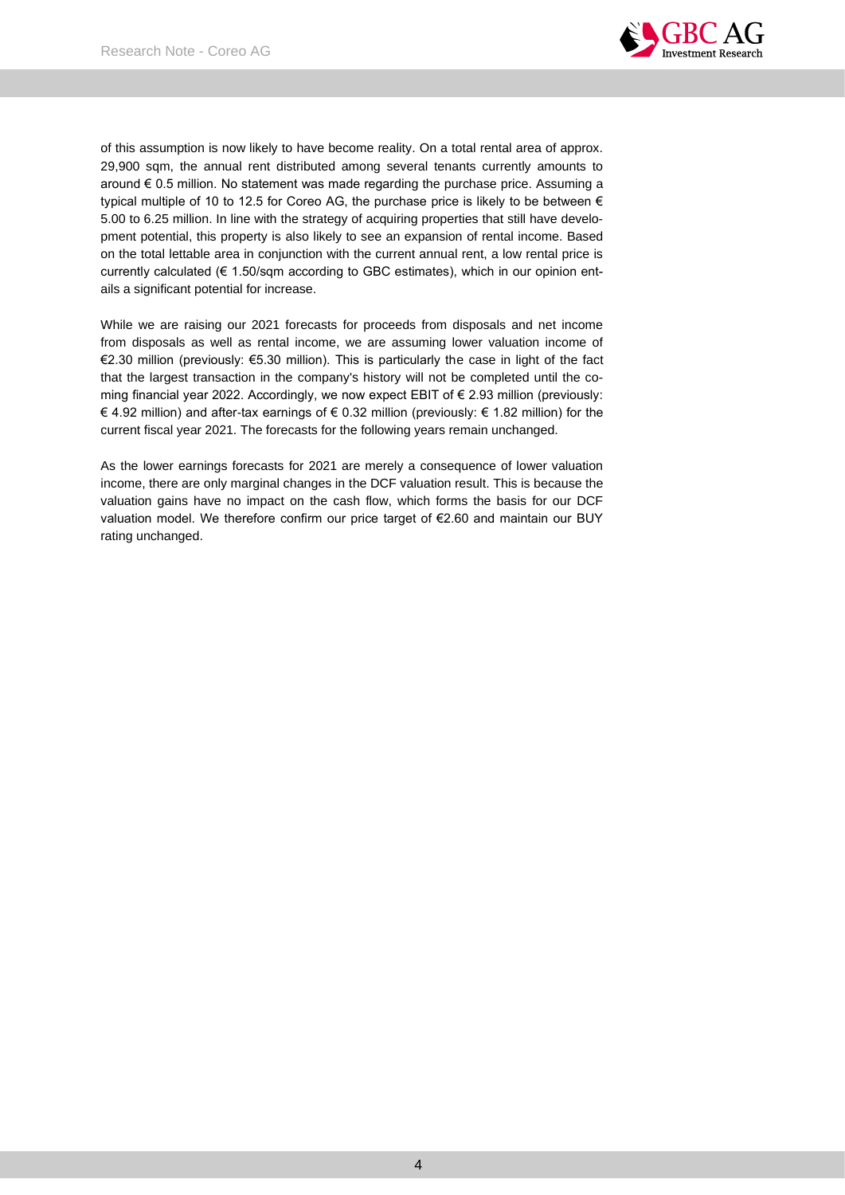of this assumption is now likely to have become reality. On a total rental area of approx. 29,900 sqm, the annual rent distributed among several tenants currently amounts to around € 0.5 million. No statement was made regarding the purchase price. Assuming a typical multiple of 10 to 12.5 for Coreo AG, the purchase price is likely to be between € 5.00 to 6.25 million. In line with the strategy of acquiring properties that still have development potential, this property is also likely to see an expansion of rental income. Based on the total lettable area in conjunction with the current annual rent, a low rental price is currently calculated (€ 1.50/sqm according to GBC estimates), which in our opinion entails a significant potential for increase.

While we are raising our 2021 forecasts for proceeds from disposals and net income from disposals as well as rental income, we are assuming lower valuation income of €2.30 million (previously: €5.30 million). This is particularly the case in light of the fact that the largest transaction in the company's history will not be completed until the coming financial year 2022. Accordingly, we now expect EBIT of € 2.93 million (previously: € 4.92 million) and after-tax earnings of € 0.32 million (previously: € 1.82 million) for the current fiscal year 2021. The forecasts for the following years remain unchanged.

As the lower earnings forecasts for 2021 are merely a consequence of lower valuation income, there are only marginal changes in the DCF valuation result. This is because the valuation gains have no impact on the cash flow, which forms the basis for our DCF valuation model. We therefore confirm our price target of €2.60 and maintain our BUY rating unchanged.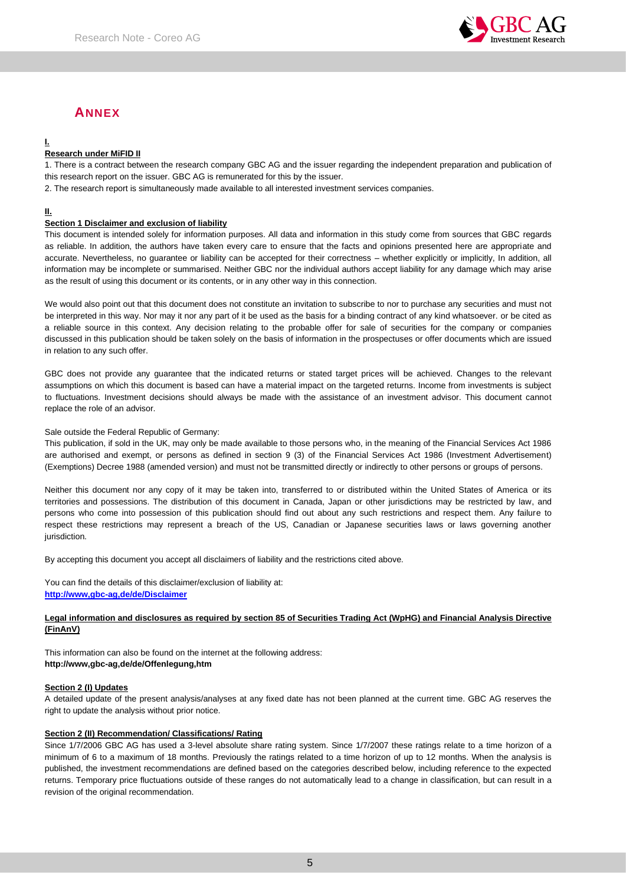## ANNEX

**I.**

**Research under MiFID II**

1. There is a contract between the research company GBC AG and the issuer regarding the independent preparation and publication of this research report on the issuer. GBC AG is remunerated for this by the issuer.
2. The research report is simultaneously made available to all interested investment services companies.

**II.**

**Section 1 Disclaimer and exclusion of liability**

This document is intended solely for information purposes. All data and information in this study come from sources that GBC regards as reliable. In addition, the authors have taken every care to ensure that the facts and opinions presented here are appropriate and accurate. Nevertheless, no guarantee or liability can be accepted for their correctness – whether explicitly or implicitly, In addition, all information may be incomplete or summarised. Neither GBC nor the individual authors accept liability for any damage which may arise as the result of using this document or its contents, or in any other way in this connection.

We would also point out that this document does not constitute an invitation to subscribe to nor to purchase any securities and must not be interpreted in this way. Nor may it nor any part of it be used as the basis for a binding contract of any kind whatsoever. or be cited as a reliable source in this context. Any decision relating to the probable offer for sale of securities for the company or companies discussed in this publication should be taken solely on the basis of information in the prospectuses or offer documents which are issued in relation to any such offer.

GBC does not provide any guarantee that the indicated returns or stated target prices will be achieved. Changes to the relevant assumptions on which this document is based can have a material impact on the targeted returns. Income from investments is subject to fluctuations. Investment decisions should always be made with the assistance of an investment advisor. This document cannot replace the role of an advisor.

Sale outside the Federal Republic of Germany:
This publication, if sold in the UK, may only be made available to those persons who, in the meaning of the Financial Services Act 1986 are authorised and exempt, or persons as defined in section 9 (3) of the Financial Services Act 1986 (Investment Advertisement) (Exemptions) Decree 1988 (amended version) and must not be transmitted directly or indirectly to other persons or groups of persons.

Neither this document nor any copy of it may be taken into, transferred to or distributed within the United States of America or its territories and possessions. The distribution of this document in Canada, Japan or other jurisdictions may be restricted by law, and persons who come into possession of this publication should find out about any such restrictions and respect them. Any failure to respect these restrictions may represent a breach of the US, Canadian or Japanese securities laws or laws governing another jurisdiction.

By accepting this document you accept all disclaimers of liability and the restrictions cited above.

You can find the details of this disclaimer/exclusion of liability at:
**http://www,gbc-ag,de/de/Disclaimer**

**Legal information and disclosures as required by section 85 of Securities Trading Act (WpHG) and Financial Analysis Directive (FinAnV)**

This information can also be found on the internet at the following address:
**http://www,gbc-ag,de/de/Offenlegung,htm**

**Section 2 (I) Updates**

A detailed update of the present analysis/analyses at any fixed date has not been planned at the current time. GBC AG reserves the right to update the analysis without prior notice.

**Section 2 (II) Recommendation/ Classifications/ Rating**

Since 1/7/2006 GBC AG has used a 3-level absolute share rating system. Since 1/7/2007 these ratings relate to a time horizon of a minimum of 6 to a maximum of 18 months. Previously the ratings related to a time horizon of up to 12 months. When the analysis is published, the investment recommendations are defined based on the categories described below, including reference to the expected returns. Temporary price fluctuations outside of these ranges do not automatically lead to a change in classification, but can result in a revision of the original recommendation.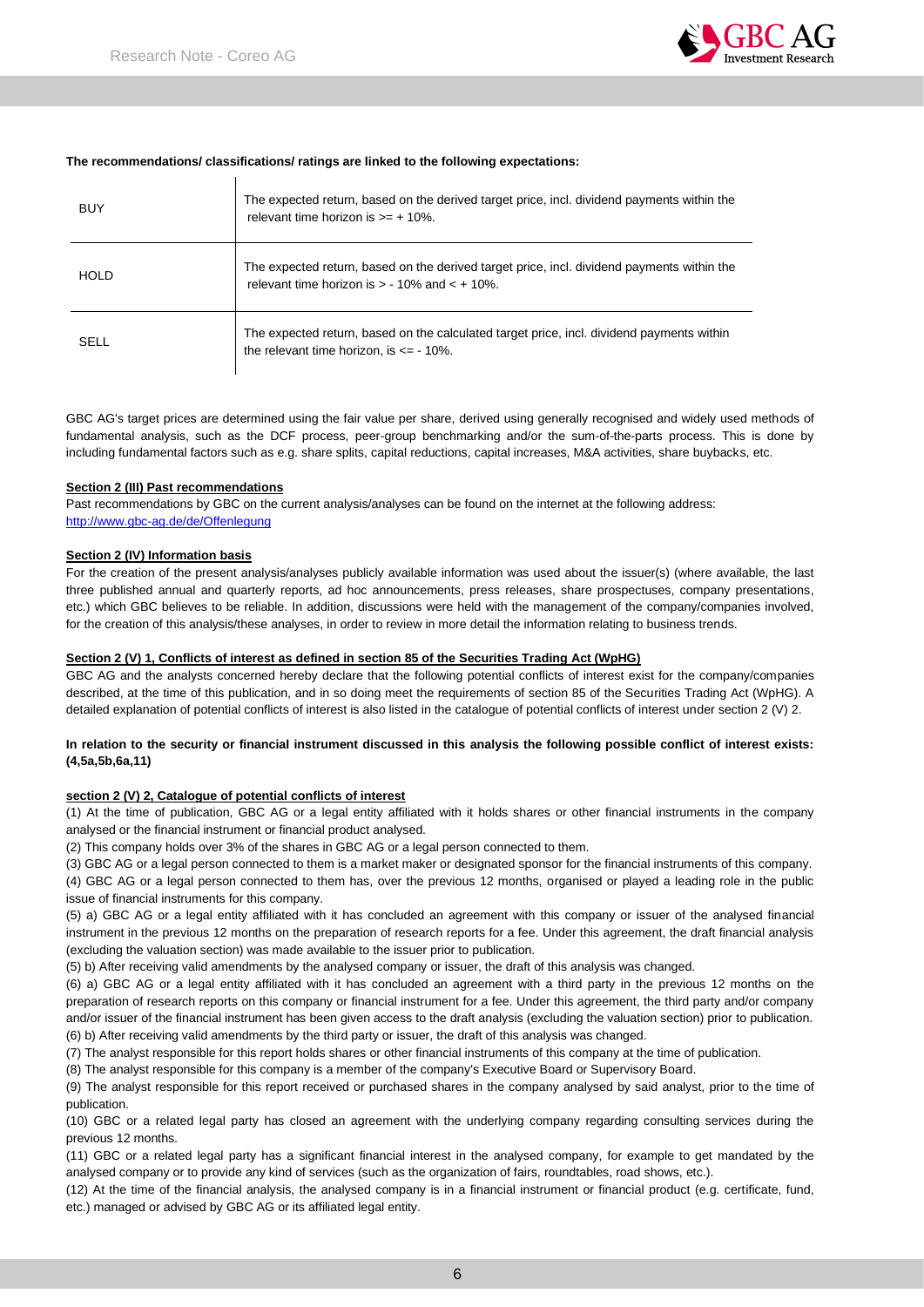**The recommendations/ classifications/ ratings are linked to the following expectations:**

| | |
|---|---|
| BUY | The expected return, based on the derived target price, incl. dividend payments within the relevant time horizon is >= + 10%. |
| HOLD | The expected return, based on the derived target price, incl. dividend payments within the relevant time horizon is > - 10% and < + 10%. |
| SELL | The expected return, based on the calculated target price, incl. dividend payments within the relevant time horizon, is <= - 10%. |

GBC AG's target prices are determined using the fair value per share, derived using generally recognised and widely used methods of fundamental analysis, such as the DCF process, peer-group benchmarking and/or the sum-of-the-parts process. This is done by including fundamental factors such as e.g. share splits, capital reductions, capital increases, M&A activities, share buybacks, etc.

**Section 2 (III) Past recommendations**

Past recommendations by GBC on the current analysis/analyses can be found on the internet at the following address: http://www.gbc-ag.de/de/Offenlegung

**Section 2 (IV) Information basis**

For the creation of the present analysis/analyses publicly available information was used about the issuer(s) (where available, the last three published annual and quarterly reports, ad hoc announcements, press releases, share prospectuses, company presentations, etc.) which GBC believes to be reliable. In addition, discussions were held with the management of the company/companies involved, for the creation of this analysis/these analyses, in order to review in more detail the information relating to business trends.

**Section 2 (V) 1, Conflicts of interest as defined in section 85 of the Securities Trading Act (WpHG)**

GBC AG and the analysts concerned hereby declare that the following potential conflicts of interest exist for the company/companies described, at the time of this publication, and in so doing meet the requirements of section 85 of the Securities Trading Act (WpHG). A detailed explanation of potential conflicts of interest is also listed in the catalogue of potential conflicts of interest under section 2 (V) 2.

**In relation to the security or financial instrument discussed in this analysis the following possible conflict of interest exists: (4,5a,5b,6a,11)**

**section 2 (V) 2, Catalogue of potential conflicts of interest**

(1) At the time of publication, GBC AG or a legal entity affiliated with it holds shares or other financial instruments in the company analysed or the financial instrument or financial product analysed.

(2) This company holds over 3% of the shares in GBC AG or a legal person connected to them.

(3) GBC AG or a legal person connected to them is a market maker or designated sponsor for the financial instruments of this company.

(4) GBC AG or a legal person connected to them has, over the previous 12 months, organised or played a leading role in the public issue of financial instruments for this company.

(5) a) GBC AG or a legal entity affiliated with it has concluded an agreement with this company or issuer of the analysed financial instrument in the previous 12 months on the preparation of research reports for a fee. Under this agreement, the draft financial analysis (excluding the valuation section) was made available to the issuer prior to publication.

(5) b) After receiving valid amendments by the analysed company or issuer, the draft of this analysis was changed.

(6) a) GBC AG or a legal entity affiliated with it has concluded an agreement with a third party in the previous 12 months on the preparation of research reports on this company or financial instrument for a fee. Under this agreement, the third party and/or company and/or issuer of the financial instrument has been given access to the draft analysis (excluding the valuation section) prior to publication.

(6) b) After receiving valid amendments by the third party or issuer, the draft of this analysis was changed.

(7) The analyst responsible for this report holds shares or other financial instruments of this company at the time of publication.

(8) The analyst responsible for this company is a member of the company's Executive Board or Supervisory Board.

(9) The analyst responsible for this report received or purchased shares in the company analysed by said analyst, prior to the time of publication.

(10) GBC or a related legal party has closed an agreement with the underlying company regarding consulting services during the previous 12 months.

(11) GBC or a related legal party has a significant financial interest in the analysed company, for example to get mandated by the analysed company or to provide any kind of services (such as the organization of fairs, roundtables, road shows, etc.).

(12) At the time of the financial analysis, the analysed company is in a financial instrument or financial product (e.g. certificate, fund, etc.) managed or advised by GBC AG or its affiliated legal entity.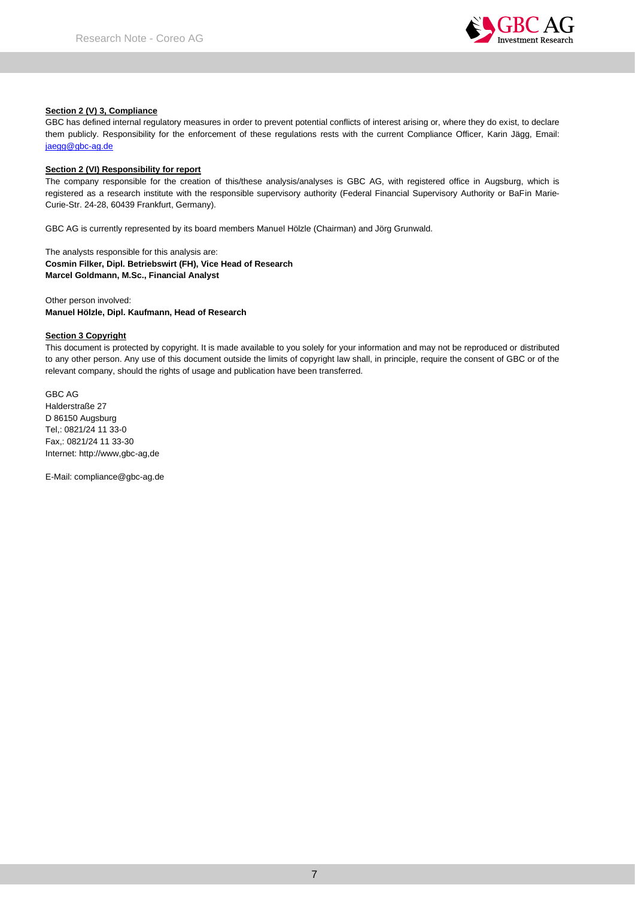**Section 2 (V) 3, Compliance**

GBC has defined internal regulatory measures in order to prevent potential conflicts of interest arising or, where they do exist, to declare them publicly. Responsibility for the enforcement of these regulations rests with the current Compliance Officer, Karin Jägg, Email: jaegg@gbc-ag.de

**Section 2 (VI) Responsibility for report**

The company responsible for the creation of this/these analysis/analyses is GBC AG, with registered office in Augsburg, which is registered as a research institute with the responsible supervisory authority (Federal Financial Supervisory Authority or BaFin Marie-Curie-Str. 24-28, 60439 Frankfurt, Germany).

GBC AG is currently represented by its board members Manuel Hölzle (Chairman) and Jörg Grunwald.

The analysts responsible for this analysis are:
**Cosmin Filker, Dipl. Betriebswirt (FH), Vice Head of Research**
**Marcel Goldmann, M.Sc., Financial Analyst**

Other person involved:
**Manuel Hölzle, Dipl. Kaufmann, Head of Research**

**Section 3 Copyright**

This document is protected by copyright. It is made available to you solely for your information and may not be reproduced or distributed to any other person. Any use of this document outside the limits of copyright law shall, in principle, require the consent of GBC or of the relevant company, should the rights of usage and publication have been transferred.

GBC AG
Halderstraße 27
D 86150 Augsburg
Tel,: 0821/24 11 33-0
Fax,: 0821/24 11 33-30
Internet: http://www,gbc-ag,de

E-Mail: compliance@gbc-ag.de